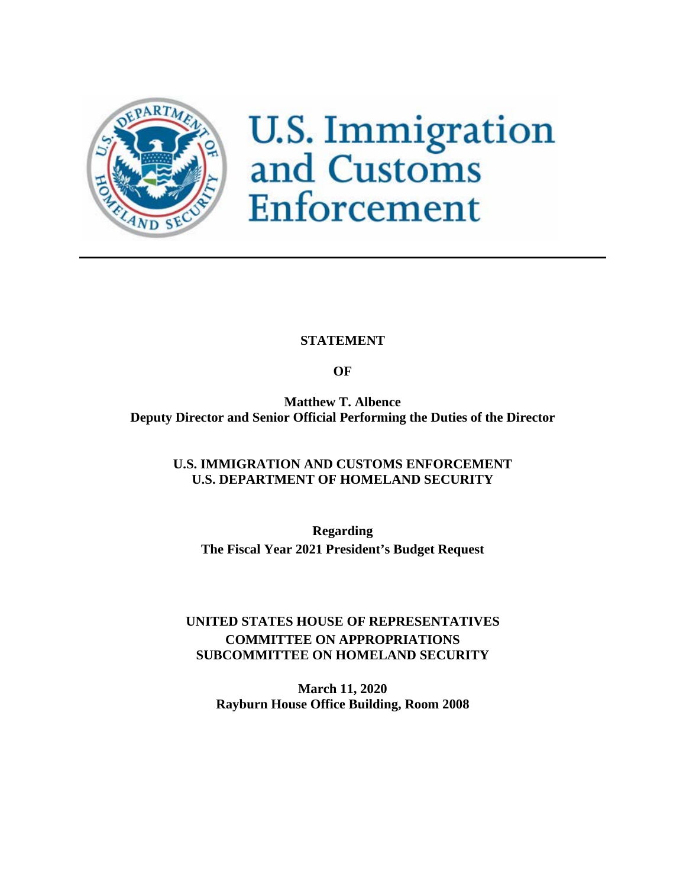U.S. Immigration and Customs Enforcement

**STATEMENT**

**OF**

**Matthew T. Albence**
**Deputy Director and Senior Official Performing the Duties of the Director**

**U.S. IMMIGRATION AND CUSTOMS ENFORCEMENT**
**U.S. DEPARTMENT OF HOMELAND SECURITY**

**Regarding**
**The Fiscal Year 2021 President's Budget Request**

**UNITED STATES HOUSE OF REPRESENTATIVES**
**COMMITTEE ON APPROPRIATIONS**
**SUBCOMMITTEE ON HOMELAND SECURITY**

**March 11, 2020**
**Rayburn House Office Building, Room 2008**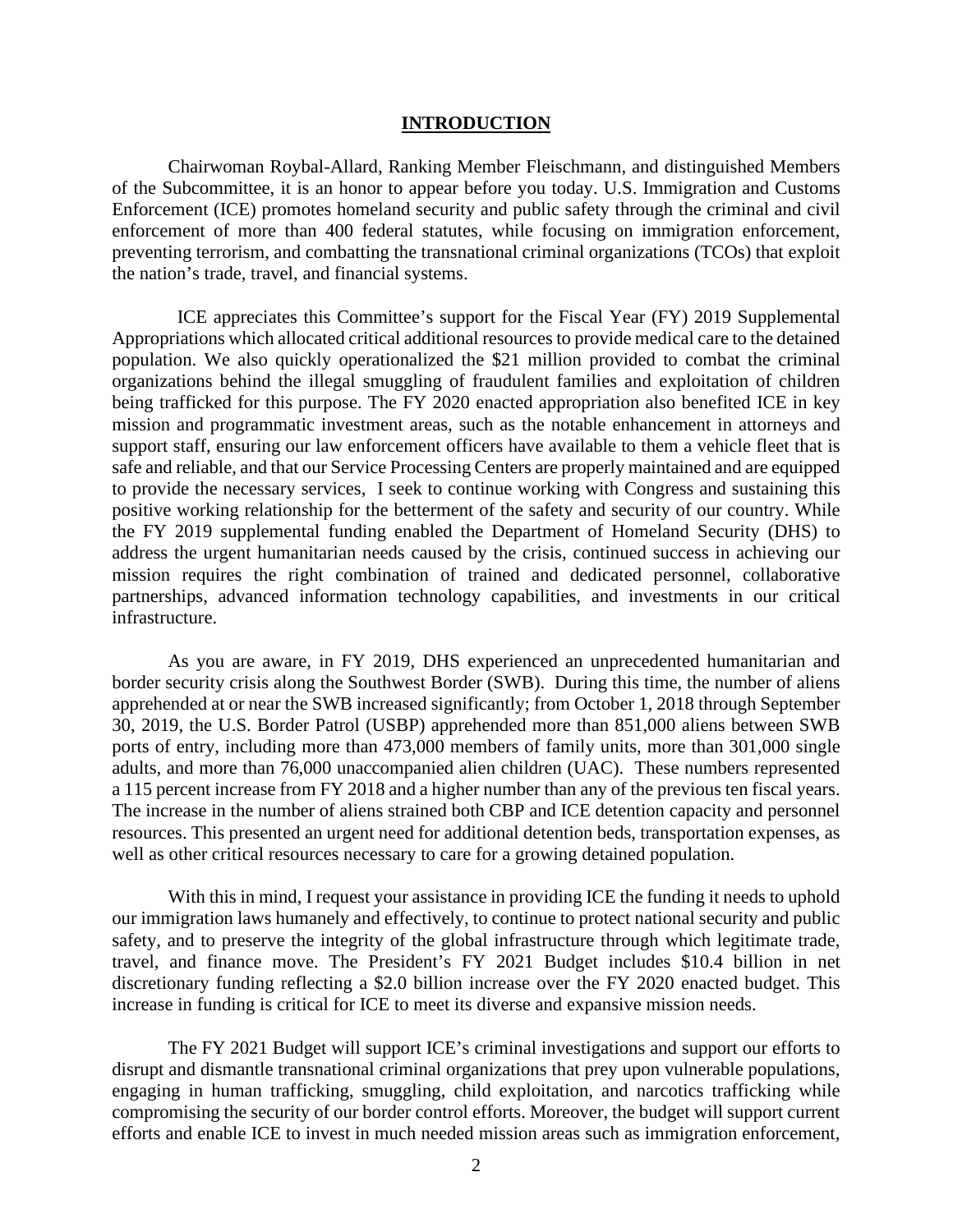## INTRODUCTION

Chairwoman Roybal-Allard, Ranking Member Fleischmann, and distinguished Members of the Subcommittee, it is an honor to appear before you today. U.S. Immigration and Customs Enforcement (ICE) promotes homeland security and public safety through the criminal and civil enforcement of more than 400 federal statutes, while focusing on immigration enforcement, preventing terrorism, and combatting the transnational criminal organizations (TCOs) that exploit the nation's trade, travel, and financial systems.

ICE appreciates this Committee's support for the Fiscal Year (FY) 2019 Supplemental Appropriations which allocated critical additional resources to provide medical care to the detained population. We also quickly operationalized the $21 million provided to combat the criminal organizations behind the illegal smuggling of fraudulent families and exploitation of children being trafficked for this purpose. The FY 2020 enacted appropriation also benefited ICE in key mission and programmatic investment areas, such as the notable enhancement in attorneys and support staff, ensuring our law enforcement officers have available to them a vehicle fleet that is safe and reliable, and that our Service Processing Centers are properly maintained and are equipped to provide the necessary services, I seek to continue working with Congress and sustaining this positive working relationship for the betterment of the safety and security of our country. While the FY 2019 supplemental funding enabled the Department of Homeland Security (DHS) to address the urgent humanitarian needs caused by the crisis, continued success in achieving our mission requires the right combination of trained and dedicated personnel, collaborative partnerships, advanced information technology capabilities, and investments in our critical infrastructure.

As you are aware, in FY 2019, DHS experienced an unprecedented humanitarian and border security crisis along the Southwest Border (SWB). During this time, the number of aliens apprehended at or near the SWB increased significantly; from October 1, 2018 through September 30, 2019, the U.S. Border Patrol (USBP) apprehended more than 851,000 aliens between SWB ports of entry, including more than 473,000 members of family units, more than 301,000 single adults, and more than 76,000 unaccompanied alien children (UAC). These numbers represented a 115 percent increase from FY 2018 and a higher number than any of the previous ten fiscal years. The increase in the number of aliens strained both CBP and ICE detention capacity and personnel resources. This presented an urgent need for additional detention beds, transportation expenses, as well as other critical resources necessary to care for a growing detained population.

With this in mind, I request your assistance in providing ICE the funding it needs to uphold our immigration laws humanely and effectively, to continue to protect national security and public safety, and to preserve the integrity of the global infrastructure through which legitimate trade, travel, and finance move. The President's FY 2021 Budget includes $10.4 billion in net discretionary funding reflecting a $2.0 billion increase over the FY 2020 enacted budget. This increase in funding is critical for ICE to meet its diverse and expansive mission needs.

The FY 2021 Budget will support ICE's criminal investigations and support our efforts to disrupt and dismantle transnational criminal organizations that prey upon vulnerable populations, engaging in human trafficking, smuggling, child exploitation, and narcotics trafficking while compromising the security of our border control efforts. Moreover, the budget will support current efforts and enable ICE to invest in much needed mission areas such as immigration enforcement,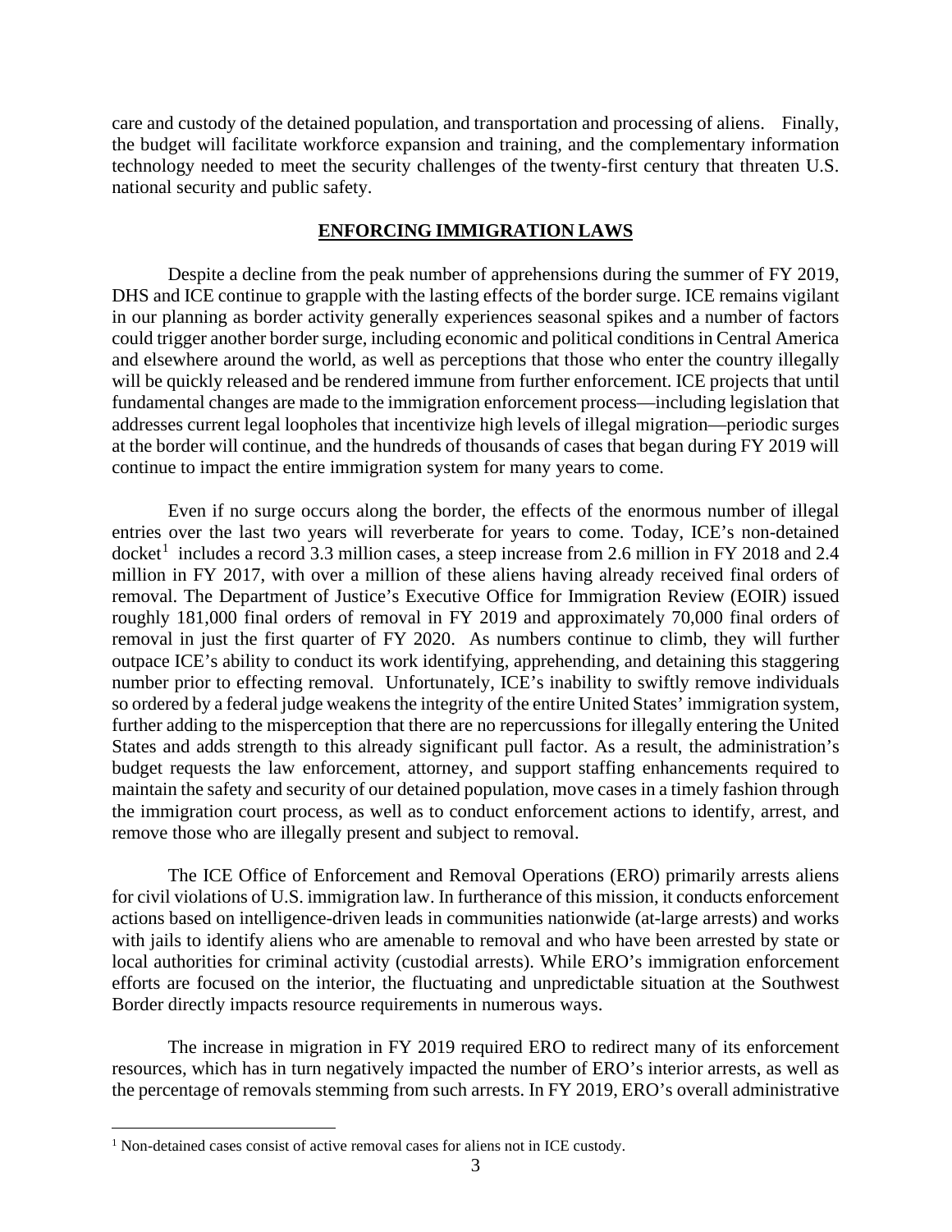care and custody of the detained population, and transportation and processing of aliens. Finally, the budget will facilitate workforce expansion and training, and the complementary information technology needed to meet the security challenges of the twenty-first century that threaten U.S. national security and public safety.

## ENFORCING IMMIGRATION LAWS

Despite a decline from the peak number of apprehensions during the summer of FY 2019, DHS and ICE continue to grapple with the lasting effects of the border surge. ICE remains vigilant in our planning as border activity generally experiences seasonal spikes and a number of factors could trigger another border surge, including economic and political conditions in Central America and elsewhere around the world, as well as perceptions that those who enter the country illegally will be quickly released and be rendered immune from further enforcement. ICE projects that until fundamental changes are made to the immigration enforcement process—including legislation that addresses current legal loopholes that incentivize high levels of illegal migration—periodic surges at the border will continue, and the hundreds of thousands of cases that began during FY 2019 will continue to impact the entire immigration system for many years to come.

Even if no surge occurs along the border, the effects of the enormous number of illegal entries over the last two years will reverberate for years to come. Today, ICE's non-detained docket[1] includes a record 3.3 million cases, a steep increase from 2.6 million in FY 2018 and 2.4 million in FY 2017, with over a million of these aliens having already received final orders of removal. The Department of Justice's Executive Office for Immigration Review (EOIR) issued roughly 181,000 final orders of removal in FY 2019 and approximately 70,000 final orders of removal in just the first quarter of FY 2020. As numbers continue to climb, they will further outpace ICE's ability to conduct its work identifying, apprehending, and detaining this staggering number prior to effecting removal. Unfortunately, ICE's inability to swiftly remove individuals so ordered by a federal judge weakens the integrity of the entire United States' immigration system, further adding to the misperception that there are no repercussions for illegally entering the United States and adds strength to this already significant pull factor. As a result, the administration's budget requests the law enforcement, attorney, and support staffing enhancements required to maintain the safety and security of our detained population, move cases in a timely fashion through the immigration court process, as well as to conduct enforcement actions to identify, arrest, and remove those who are illegally present and subject to removal.

The ICE Office of Enforcement and Removal Operations (ERO) primarily arrests aliens for civil violations of U.S. immigration law. In furtherance of this mission, it conducts enforcement actions based on intelligence-driven leads in communities nationwide (at-large arrests) and works with jails to identify aliens who are amenable to removal and who have been arrested by state or local authorities for criminal activity (custodial arrests). While ERO's immigration enforcement efforts are focused on the interior, the fluctuating and unpredictable situation at the Southwest Border directly impacts resource requirements in numerous ways.

The increase in migration in FY 2019 required ERO to redirect many of its enforcement resources, which has in turn negatively impacted the number of ERO's interior arrests, as well as the percentage of removals stemming from such arrests. In FY 2019, ERO's overall administrative

[1] Non-detained cases consist of active removal cases for aliens not in ICE custody.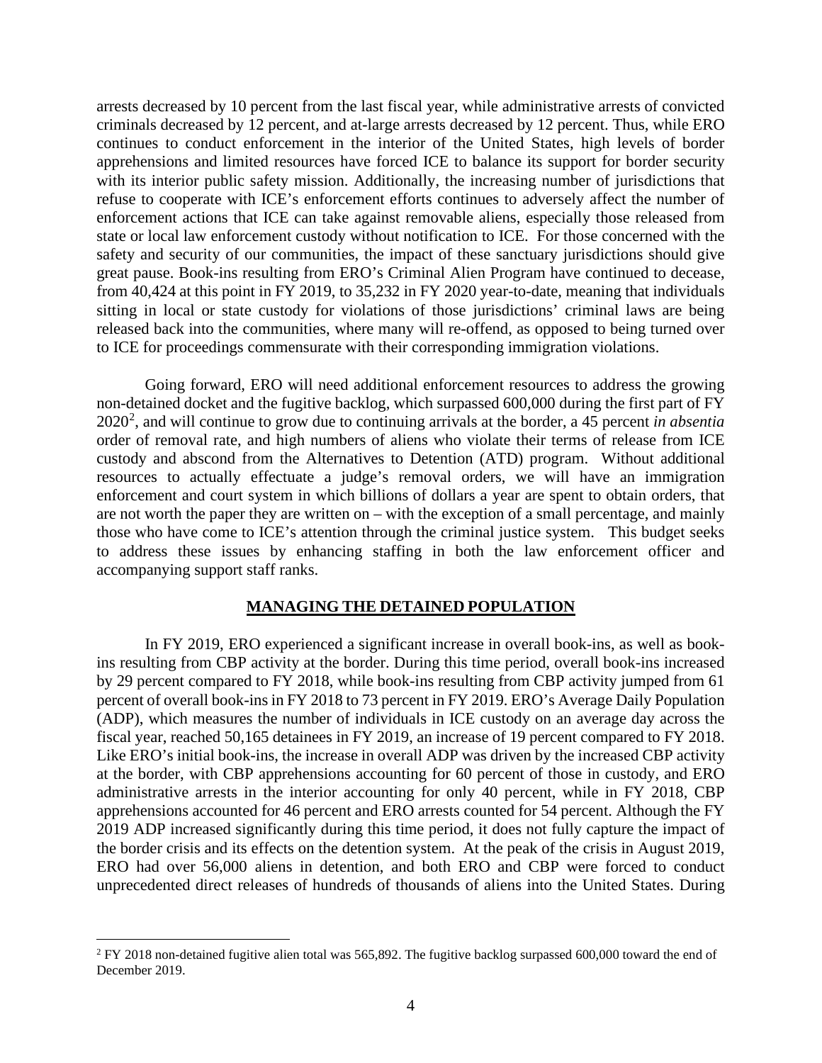arrests decreased by 10 percent from the last fiscal year, while administrative arrests of convicted criminals decreased by 12 percent, and at-large arrests decreased by 12 percent. Thus, while ERO continues to conduct enforcement in the interior of the United States, high levels of border apprehensions and limited resources have forced ICE to balance its support for border security with its interior public safety mission. Additionally, the increasing number of jurisdictions that refuse to cooperate with ICE's enforcement efforts continues to adversely affect the number of enforcement actions that ICE can take against removable aliens, especially those released from state or local law enforcement custody without notification to ICE. For those concerned with the safety and security of our communities, the impact of these sanctuary jurisdictions should give great pause. Book-ins resulting from ERO's Criminal Alien Program have continued to decease, from 40,424 at this point in FY 2019, to 35,232 in FY 2020 year-to-date, meaning that individuals sitting in local or state custody for violations of those jurisdictions' criminal laws are being released back into the communities, where many will re-offend, as opposed to being turned over to ICE for proceedings commensurate with their corresponding immigration violations.

Going forward, ERO will need additional enforcement resources to address the growing non-detained docket and the fugitive backlog, which surpassed 600,000 during the first part of FY 2020[2], and will continue to grow due to continuing arrivals at the border, a 45 percent *in absentia* order of removal rate, and high numbers of aliens who violate their terms of release from ICE custody and abscond from the Alternatives to Detention (ATD) program. Without additional resources to actually effectuate a judge's removal orders, we will have an immigration enforcement and court system in which billions of dollars a year are spent to obtain orders, that are not worth the paper they are written on – with the exception of a small percentage, and mainly those who have come to ICE's attention through the criminal justice system. This budget seeks to address these issues by enhancing staffing in both the law enforcement officer and accompanying support staff ranks.

## **MANAGING THE DETAINED POPULATION**

In FY 2019, ERO experienced a significant increase in overall book-ins, as well as book-ins resulting from CBP activity at the border. During this time period, overall book-ins increased by 29 percent compared to FY 2018, while book-ins resulting from CBP activity jumped from 61 percent of overall book-ins in FY 2018 to 73 percent in FY 2019. ERO's Average Daily Population (ADP), which measures the number of individuals in ICE custody on an average day across the fiscal year, reached 50,165 detainees in FY 2019, an increase of 19 percent compared to FY 2018. Like ERO's initial book-ins, the increase in overall ADP was driven by the increased CBP activity at the border, with CBP apprehensions accounting for 60 percent of those in custody, and ERO administrative arrests in the interior accounting for only 40 percent, while in FY 2018, CBP apprehensions accounted for 46 percent and ERO arrests counted for 54 percent. Although the FY 2019 ADP increased significantly during this time period, it does not fully capture the impact of the border crisis and its effects on the detention system. At the peak of the crisis in August 2019, ERO had over 56,000 aliens in detention, and both ERO and CBP were forced to conduct unprecedented direct releases of hundreds of thousands of aliens into the United States. During

[2] FY 2018 non-detained fugitive alien total was 565,892. The fugitive backlog surpassed 600,000 toward the end of December 2019.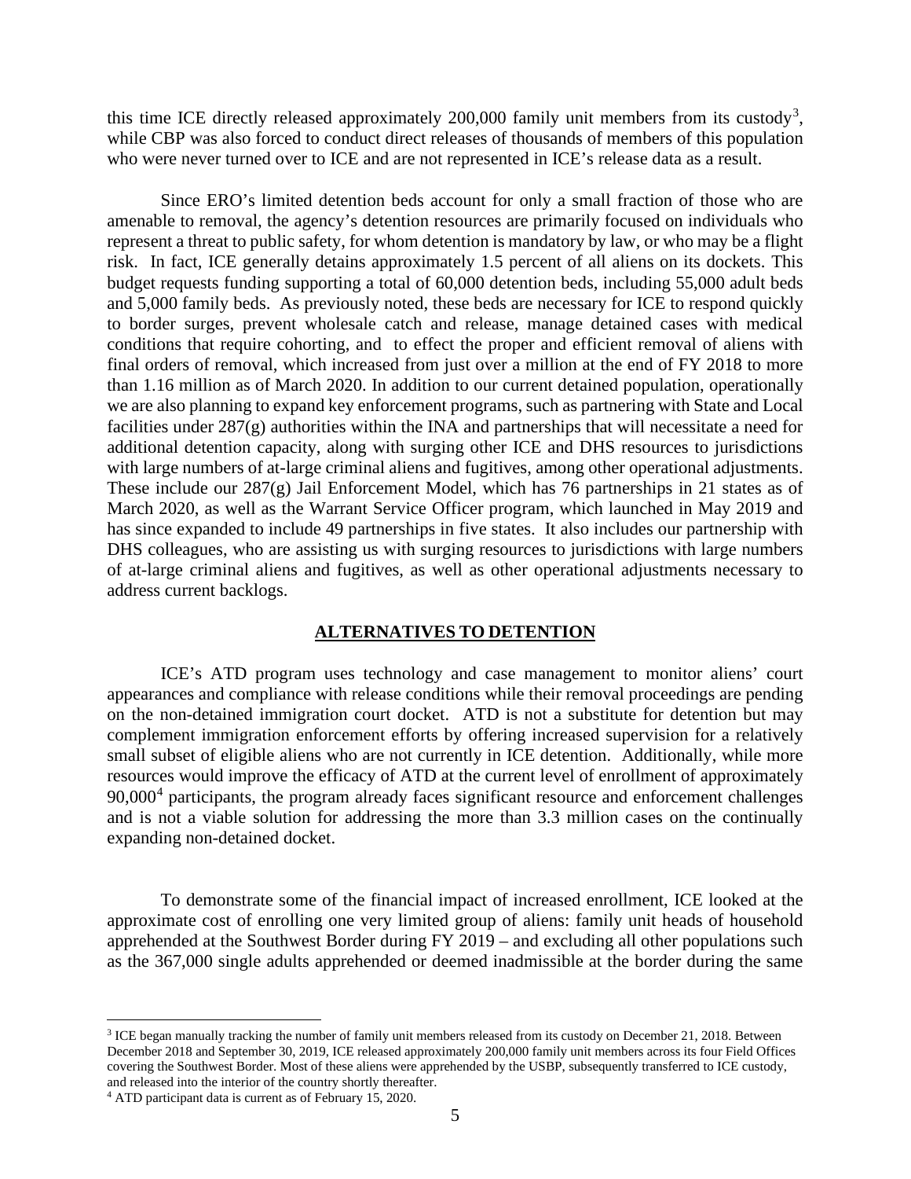this time ICE directly released approximately 200,000 family unit members from its custody[3], while CBP was also forced to conduct direct releases of thousands of members of this population who were never turned over to ICE and are not represented in ICE's release data as a result.

Since ERO's limited detention beds account for only a small fraction of those who are amenable to removal, the agency's detention resources are primarily focused on individuals who represent a threat to public safety, for whom detention is mandatory by law, or who may be a flight risk. In fact, ICE generally detains approximately 1.5 percent of all aliens on its dockets. This budget requests funding supporting a total of 60,000 detention beds, including 55,000 adult beds and 5,000 family beds. As previously noted, these beds are necessary for ICE to respond quickly to border surges, prevent wholesale catch and release, manage detained cases with medical conditions that require cohorting, and to effect the proper and efficient removal of aliens with final orders of removal, which increased from just over a million at the end of FY 2018 to more than 1.16 million as of March 2020. In addition to our current detained population, operationally we are also planning to expand key enforcement programs, such as partnering with State and Local facilities under 287(g) authorities within the INA and partnerships that will necessitate a need for additional detention capacity, along with surging other ICE and DHS resources to jurisdictions with large numbers of at-large criminal aliens and fugitives, among other operational adjustments. These include our 287(g) Jail Enforcement Model, which has 76 partnerships in 21 states as of March 2020, as well as the Warrant Service Officer program, which launched in May 2019 and has since expanded to include 49 partnerships in five states. It also includes our partnership with DHS colleagues, who are assisting us with surging resources to jurisdictions with large numbers of at-large criminal aliens and fugitives, as well as other operational adjustments necessary to address current backlogs.

## ALTERNATIVES TO DETENTION

ICE's ATD program uses technology and case management to monitor aliens' court appearances and compliance with release conditions while their removal proceedings are pending on the non-detained immigration court docket. ATD is not a substitute for detention but may complement immigration enforcement efforts by offering increased supervision for a relatively small subset of eligible aliens who are not currently in ICE detention. Additionally, while more resources would improve the efficacy of ATD at the current level of enrollment of approximately 90,000[4] participants, the program already faces significant resource and enforcement challenges and is not a viable solution for addressing the more than 3.3 million cases on the continually expanding non-detained docket.

To demonstrate some of the financial impact of increased enrollment, ICE looked at the approximate cost of enrolling one very limited group of aliens: family unit heads of household apprehended at the Southwest Border during FY 2019 – and excluding all other populations such as the 367,000 single adults apprehended or deemed inadmissible at the border during the same

[3] ICE began manually tracking the number of family unit members released from its custody on December 21, 2018. Between December 2018 and September 30, 2019, ICE released approximately 200,000 family unit members across its four Field Offices covering the Southwest Border. Most of these aliens were apprehended by the USBP, subsequently transferred to ICE custody, and released into the interior of the country shortly thereafter.

[4] ATD participant data is current as of February 15, 2020.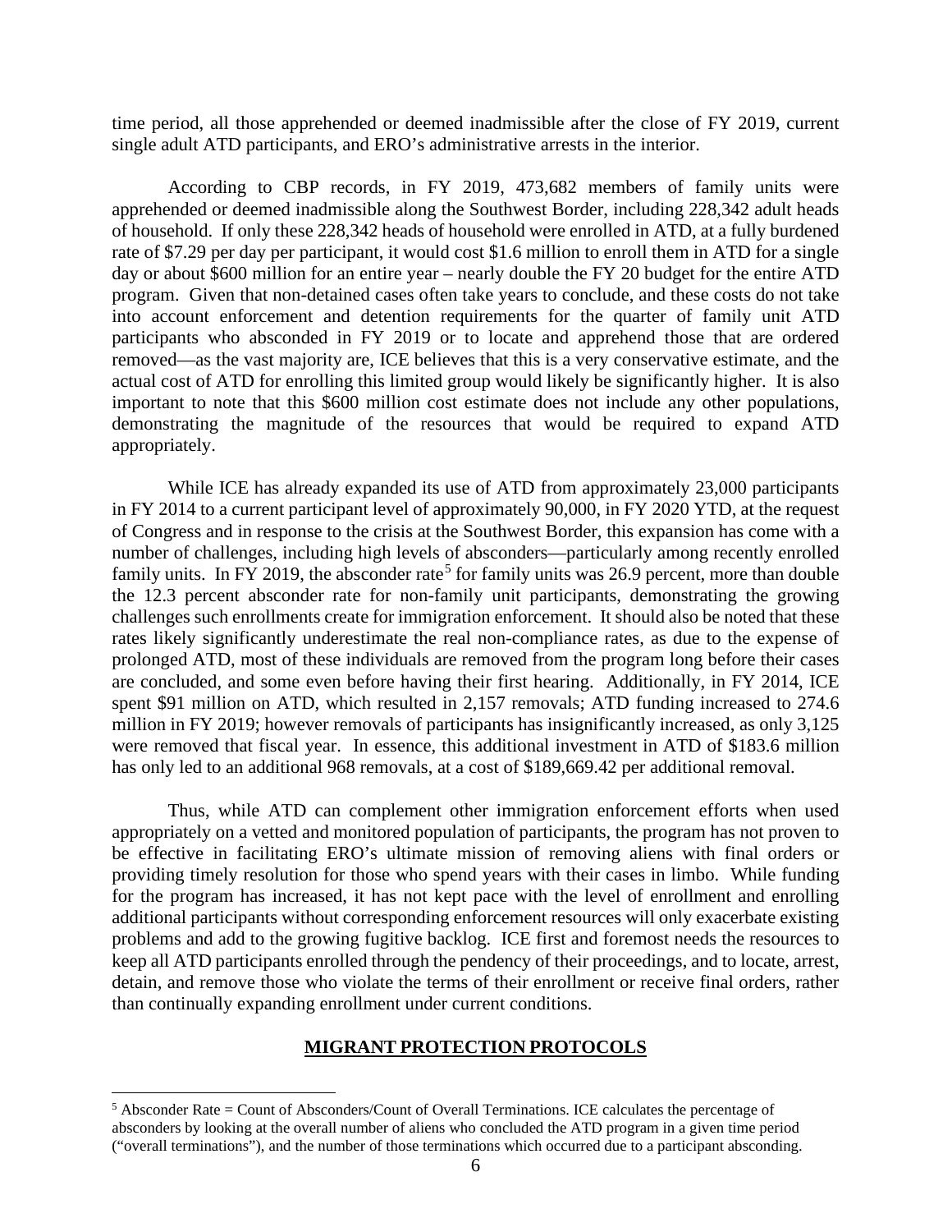time period, all those apprehended or deemed inadmissible after the close of FY 2019, current single adult ATD participants, and ERO's administrative arrests in the interior.

According to CBP records, in FY 2019, 473,682 members of family units were apprehended or deemed inadmissible along the Southwest Border, including 228,342 adult heads of household. If only these 228,342 heads of household were enrolled in ATD, at a fully burdened rate of $7.29 per day per participant, it would cost $1.6 million to enroll them in ATD for a single day or about $600 million for an entire year – nearly double the FY 20 budget for the entire ATD program. Given that non-detained cases often take years to conclude, and these costs do not take into account enforcement and detention requirements for the quarter of family unit ATD participants who absconded in FY 2019 or to locate and apprehend those that are ordered removed—as the vast majority are, ICE believes that this is a very conservative estimate, and the actual cost of ATD for enrolling this limited group would likely be significantly higher. It is also important to note that this $600 million cost estimate does not include any other populations, demonstrating the magnitude of the resources that would be required to expand ATD appropriately.

While ICE has already expanded its use of ATD from approximately 23,000 participants in FY 2014 to a current participant level of approximately 90,000, in FY 2020 YTD, at the request of Congress and in response to the crisis at the Southwest Border, this expansion has come with a number of challenges, including high levels of absconders—particularly among recently enrolled family units. In FY 2019, the absconder rate[5] for family units was 26.9 percent, more than double the 12.3 percent absconder rate for non-family unit participants, demonstrating the growing challenges such enrollments create for immigration enforcement. It should also be noted that these rates likely significantly underestimate the real non-compliance rates, as due to the expense of prolonged ATD, most of these individuals are removed from the program long before their cases are concluded, and some even before having their first hearing. Additionally, in FY 2014, ICE spent $91 million on ATD, which resulted in 2,157 removals; ATD funding increased to 274.6 million in FY 2019; however removals of participants has insignificantly increased, as only 3,125 were removed that fiscal year. In essence, this additional investment in ATD of $183.6 million has only led to an additional 968 removals, at a cost of $189,669.42 per additional removal.

Thus, while ATD can complement other immigration enforcement efforts when used appropriately on a vetted and monitored population of participants, the program has not proven to be effective in facilitating ERO's ultimate mission of removing aliens with final orders or providing timely resolution for those who spend years with their cases in limbo. While funding for the program has increased, it has not kept pace with the level of enrollment and enrolling additional participants without corresponding enforcement resources will only exacerbate existing problems and add to the growing fugitive backlog. ICE first and foremost needs the resources to keep all ATD participants enrolled through the pendency of their proceedings, and to locate, arrest, detain, and remove those who violate the terms of their enrollment or receive final orders, rather than continually expanding enrollment under current conditions.

## MIGRANT PROTECTION PROTOCOLS

[5] Absconder Rate = Count of Absconders/Count of Overall Terminations. ICE calculates the percentage of absconders by looking at the overall number of aliens who concluded the ATD program in a given time period ("overall terminations"), and the number of those terminations which occurred due to a participant absconding.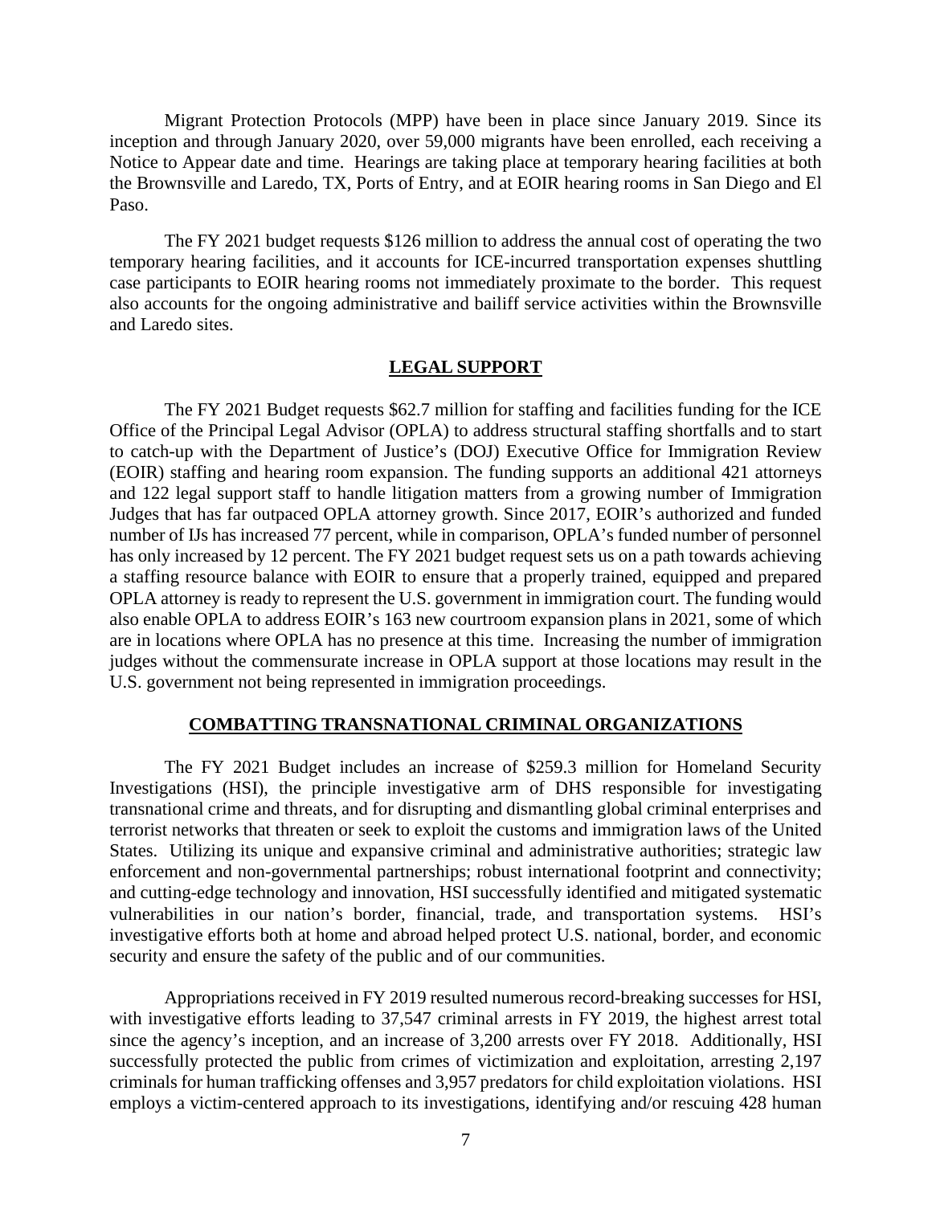Migrant Protection Protocols (MPP) have been in place since January 2019. Since its inception and through January 2020, over 59,000 migrants have been enrolled, each receiving a Notice to Appear date and time. Hearings are taking place at temporary hearing facilities at both the Brownsville and Laredo, TX, Ports of Entry, and at EOIR hearing rooms in San Diego and El Paso.

The FY 2021 budget requests $126 million to address the annual cost of operating the two temporary hearing facilities, and it accounts for ICE-incurred transportation expenses shuttling case participants to EOIR hearing rooms not immediately proximate to the border. This request also accounts for the ongoing administrative and bailiff service activities within the Brownsville and Laredo sites.

## LEGAL SUPPORT

The FY 2021 Budget requests $62.7 million for staffing and facilities funding for the ICE Office of the Principal Legal Advisor (OPLA) to address structural staffing shortfalls and to start to catch-up with the Department of Justice's (DOJ) Executive Office for Immigration Review (EOIR) staffing and hearing room expansion. The funding supports an additional 421 attorneys and 122 legal support staff to handle litigation matters from a growing number of Immigration Judges that has far outpaced OPLA attorney growth. Since 2017, EOIR's authorized and funded number of IJs has increased 77 percent, while in comparison, OPLA's funded number of personnel has only increased by 12 percent. The FY 2021 budget request sets us on a path towards achieving a staffing resource balance with EOIR to ensure that a properly trained, equipped and prepared OPLA attorney is ready to represent the U.S. government in immigration court. The funding would also enable OPLA to address EOIR's 163 new courtroom expansion plans in 2021, some of which are in locations where OPLA has no presence at this time. Increasing the number of immigration judges without the commensurate increase in OPLA support at those locations may result in the U.S. government not being represented in immigration proceedings.

## COMBATTING TRANSNATIONAL CRIMINAL ORGANIZATIONS

The FY 2021 Budget includes an increase of $259.3 million for Homeland Security Investigations (HSI), the principle investigative arm of DHS responsible for investigating transnational crime and threats, and for disrupting and dismantling global criminal enterprises and terrorist networks that threaten or seek to exploit the customs and immigration laws of the United States. Utilizing its unique and expansive criminal and administrative authorities; strategic law enforcement and non-governmental partnerships; robust international footprint and connectivity; and cutting-edge technology and innovation, HSI successfully identified and mitigated systematic vulnerabilities in our nation's border, financial, trade, and transportation systems. HSI's investigative efforts both at home and abroad helped protect U.S. national, border, and economic security and ensure the safety of the public and of our communities.

Appropriations received in FY 2019 resulted numerous record-breaking successes for HSI, with investigative efforts leading to 37,547 criminal arrests in FY 2019, the highest arrest total since the agency's inception, and an increase of 3,200 arrests over FY 2018. Additionally, HSI successfully protected the public from crimes of victimization and exploitation, arresting 2,197 criminals for human trafficking offenses and 3,957 predators for child exploitation violations. HSI employs a victim-centered approach to its investigations, identifying and/or rescuing 428 human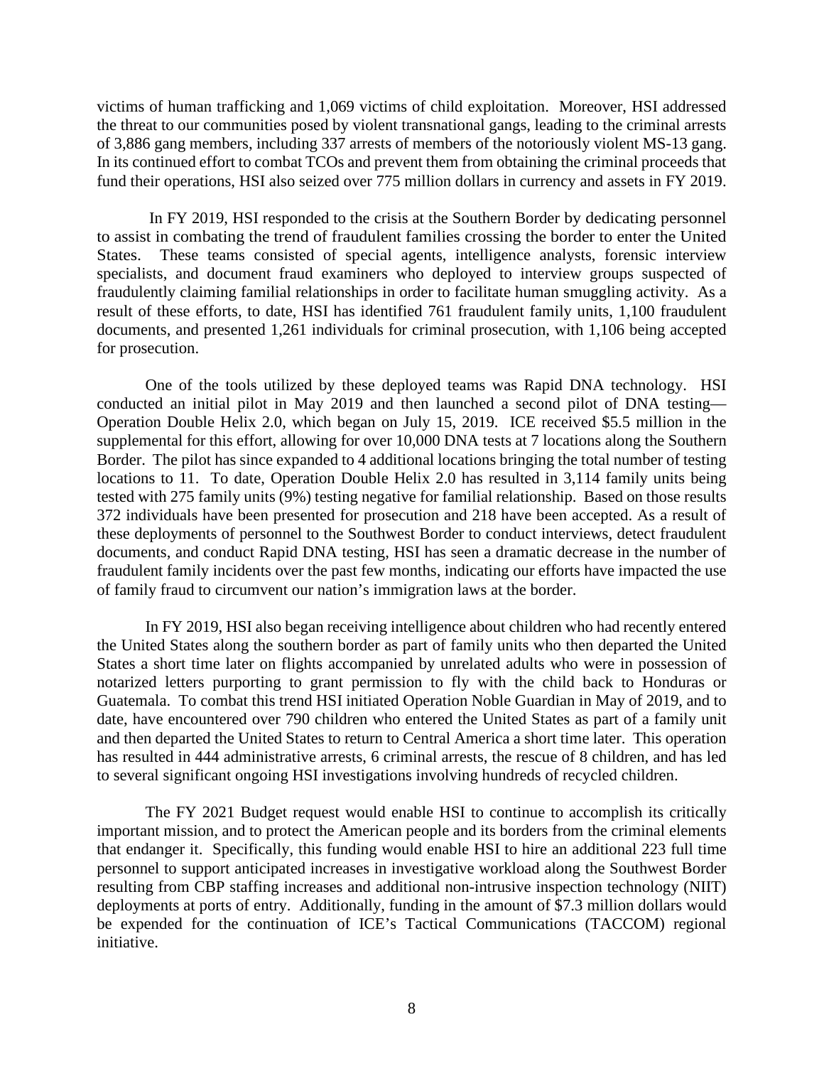victims of human trafficking and 1,069 victims of child exploitation. Moreover, HSI addressed the threat to our communities posed by violent transnational gangs, leading to the criminal arrests of 3,886 gang members, including 337 arrests of members of the notoriously violent MS-13 gang. In its continued effort to combat TCOs and prevent them from obtaining the criminal proceeds that fund their operations, HSI also seized over 775 million dollars in currency and assets in FY 2019.

In FY 2019, HSI responded to the crisis at the Southern Border by dedicating personnel to assist in combating the trend of fraudulent families crossing the border to enter the United States. These teams consisted of special agents, intelligence analysts, forensic interview specialists, and document fraud examiners who deployed to interview groups suspected of fraudulently claiming familial relationships in order to facilitate human smuggling activity. As a result of these efforts, to date, HSI has identified 761 fraudulent family units, 1,100 fraudulent documents, and presented 1,261 individuals for criminal prosecution, with 1,106 being accepted for prosecution.

One of the tools utilized by these deployed teams was Rapid DNA technology. HSI conducted an initial pilot in May 2019 and then launched a second pilot of DNA testing—Operation Double Helix 2.0, which began on July 15, 2019. ICE received $5.5 million in the supplemental for this effort, allowing for over 10,000 DNA tests at 7 locations along the Southern Border. The pilot has since expanded to 4 additional locations bringing the total number of testing locations to 11. To date, Operation Double Helix 2.0 has resulted in 3,114 family units being tested with 275 family units (9%) testing negative for familial relationship. Based on those results 372 individuals have been presented for prosecution and 218 have been accepted. As a result of these deployments of personnel to the Southwest Border to conduct interviews, detect fraudulent documents, and conduct Rapid DNA testing, HSI has seen a dramatic decrease in the number of fraudulent family incidents over the past few months, indicating our efforts have impacted the use of family fraud to circumvent our nation's immigration laws at the border.

In FY 2019, HSI also began receiving intelligence about children who had recently entered the United States along the southern border as part of family units who then departed the United States a short time later on flights accompanied by unrelated adults who were in possession of notarized letters purporting to grant permission to fly with the child back to Honduras or Guatemala. To combat this trend HSI initiated Operation Noble Guardian in May of 2019, and to date, have encountered over 790 children who entered the United States as part of a family unit and then departed the United States to return to Central America a short time later. This operation has resulted in 444 administrative arrests, 6 criminal arrests, the rescue of 8 children, and has led to several significant ongoing HSI investigations involving hundreds of recycled children.

The FY 2021 Budget request would enable HSI to continue to accomplish its critically important mission, and to protect the American people and its borders from the criminal elements that endanger it. Specifically, this funding would enable HSI to hire an additional 223 full time personnel to support anticipated increases in investigative workload along the Southwest Border resulting from CBP staffing increases and additional non-intrusive inspection technology (NIIT) deployments at ports of entry. Additionally, funding in the amount of $7.3 million dollars would be expended for the continuation of ICE's Tactical Communications (TACCOM) regional initiative.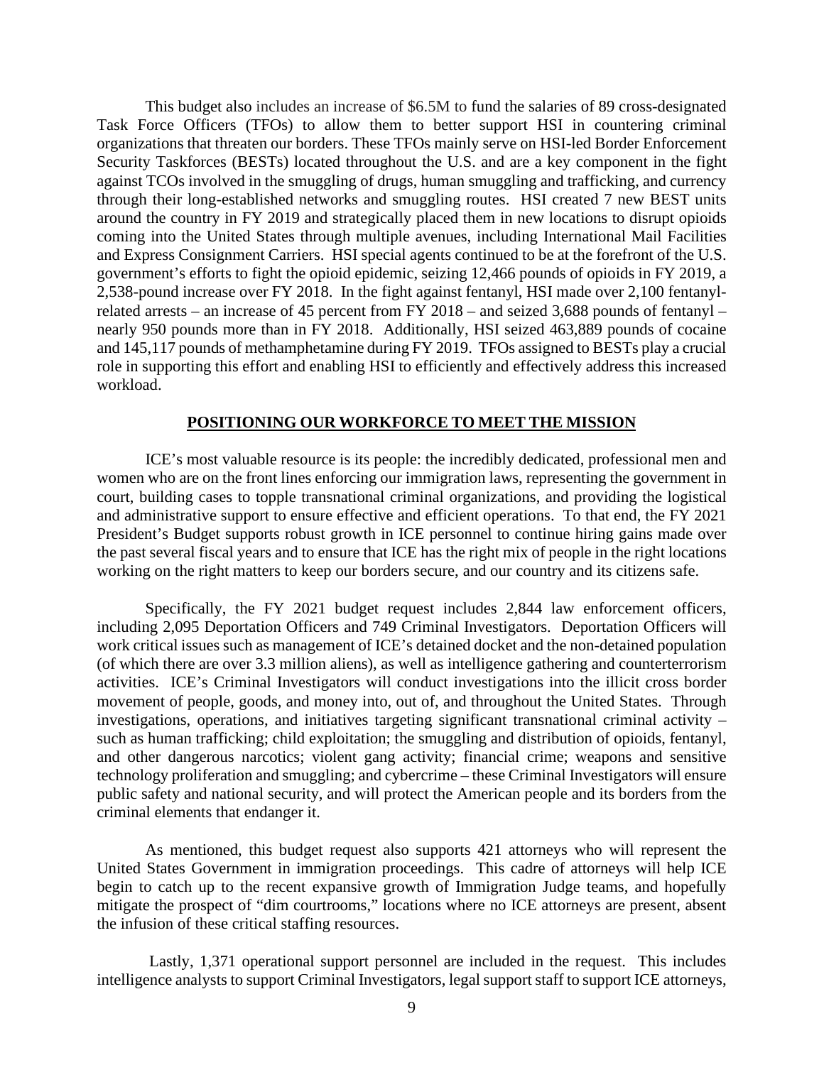This budget also includes an increase of $6.5M to fund the salaries of 89 cross-designated Task Force Officers (TFOs) to allow them to better support HSI in countering criminal organizations that threaten our borders. These TFOs mainly serve on HSI-led Border Enforcement Security Taskforces (BESTs) located throughout the U.S. and are a key component in the fight against TCOs involved in the smuggling of drugs, human smuggling and trafficking, and currency through their long-established networks and smuggling routes. HSI created 7 new BEST units around the country in FY 2019 and strategically placed them in new locations to disrupt opioids coming into the United States through multiple avenues, including International Mail Facilities and Express Consignment Carriers. HSI special agents continued to be at the forefront of the U.S. government's efforts to fight the opioid epidemic, seizing 12,466 pounds of opioids in FY 2019, a 2,538-pound increase over FY 2018. In the fight against fentanyl, HSI made over 2,100 fentanyl-related arrests – an increase of 45 percent from FY 2018 – and seized 3,688 pounds of fentanyl – nearly 950 pounds more than in FY 2018. Additionally, HSI seized 463,889 pounds of cocaine and 145,117 pounds of methamphetamine during FY 2019. TFOs assigned to BESTs play a crucial role in supporting this effort and enabling HSI to efficiently and effectively address this increased workload.

## **POSITIONING OUR WORKFORCE TO MEET THE MISSION**

ICE's most valuable resource is its people: the incredibly dedicated, professional men and women who are on the front lines enforcing our immigration laws, representing the government in court, building cases to topple transnational criminal organizations, and providing the logistical and administrative support to ensure effective and efficient operations. To that end, the FY 2021 President's Budget supports robust growth in ICE personnel to continue hiring gains made over the past several fiscal years and to ensure that ICE has the right mix of people in the right locations working on the right matters to keep our borders secure, and our country and its citizens safe.

Specifically, the FY 2021 budget request includes 2,844 law enforcement officers, including 2,095 Deportation Officers and 749 Criminal Investigators. Deportation Officers will work critical issues such as management of ICE's detained docket and the non-detained population (of which there are over 3.3 million aliens), as well as intelligence gathering and counterterrorism activities. ICE's Criminal Investigators will conduct investigations into the illicit cross border movement of people, goods, and money into, out of, and throughout the United States. Through investigations, operations, and initiatives targeting significant transnational criminal activity – such as human trafficking; child exploitation; the smuggling and distribution of opioids, fentanyl, and other dangerous narcotics; violent gang activity; financial crime; weapons and sensitive technology proliferation and smuggling; and cybercrime – these Criminal Investigators will ensure public safety and national security, and will protect the American people and its borders from the criminal elements that endanger it.

As mentioned, this budget request also supports 421 attorneys who will represent the United States Government in immigration proceedings. This cadre of attorneys will help ICE begin to catch up to the recent expansive growth of Immigration Judge teams, and hopefully mitigate the prospect of "dim courtrooms," locations where no ICE attorneys are present, absent the infusion of these critical staffing resources.

Lastly, 1,371 operational support personnel are included in the request. This includes intelligence analysts to support Criminal Investigators, legal support staff to support ICE attorneys,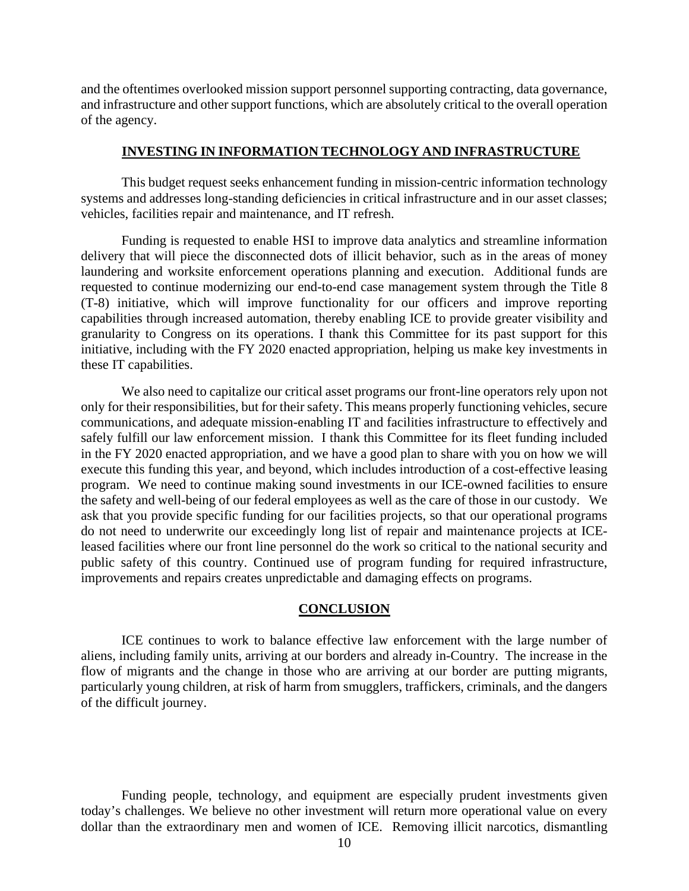and the oftentimes overlooked mission support personnel supporting contracting, data governance, and infrastructure and other support functions, which are absolutely critical to the overall operation of the agency.

## INVESTING IN INFORMATION TECHNOLOGY AND INFRASTRUCTURE

This budget request seeks enhancement funding in mission-centric information technology systems and addresses long-standing deficiencies in critical infrastructure and in our asset classes; vehicles, facilities repair and maintenance, and IT refresh.

Funding is requested to enable HSI to improve data analytics and streamline information delivery that will piece the disconnected dots of illicit behavior, such as in the areas of money laundering and worksite enforcement operations planning and execution. Additional funds are requested to continue modernizing our end-to-end case management system through the Title 8 (T-8) initiative, which will improve functionality for our officers and improve reporting capabilities through increased automation, thereby enabling ICE to provide greater visibility and granularity to Congress on its operations. I thank this Committee for its past support for this initiative, including with the FY 2020 enacted appropriation, helping us make key investments in these IT capabilities.

We also need to capitalize our critical asset programs our front-line operators rely upon not only for their responsibilities, but for their safety. This means properly functioning vehicles, secure communications, and adequate mission-enabling IT and facilities infrastructure to effectively and safely fulfill our law enforcement mission. I thank this Committee for its fleet funding included in the FY 2020 enacted appropriation, and we have a good plan to share with you on how we will execute this funding this year, and beyond, which includes introduction of a cost-effective leasing program. We need to continue making sound investments in our ICE-owned facilities to ensure the safety and well-being of our federal employees as well as the care of those in our custody. We ask that you provide specific funding for our facilities projects, so that our operational programs do not need to underwrite our exceedingly long list of repair and maintenance projects at ICE-leased facilities where our front line personnel do the work so critical to the national security and public safety of this country. Continued use of program funding for required infrastructure, improvements and repairs creates unpredictable and damaging effects on programs.

## CONCLUSION

ICE continues to work to balance effective law enforcement with the large number of aliens, including family units, arriving at our borders and already in-Country. The increase in the flow of migrants and the change in those who are arriving at our border are putting migrants, particularly young children, at risk of harm from smugglers, traffickers, criminals, and the dangers of the difficult journey.

Funding people, technology, and equipment are especially prudent investments given today's challenges. We believe no other investment will return more operational value on every dollar than the extraordinary men and women of ICE. Removing illicit narcotics, dismantling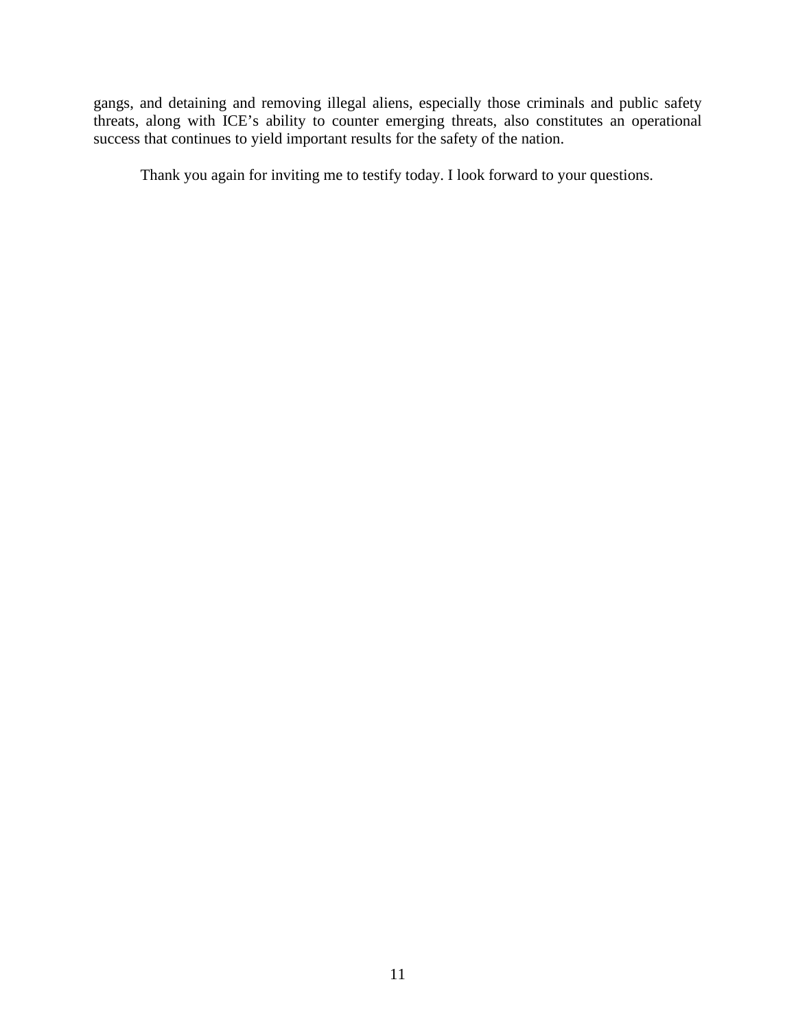gangs, and detaining and removing illegal aliens, especially those criminals and public safety threats, along with ICE's ability to counter emerging threats, also constitutes an operational success that continues to yield important results for the safety of the nation.

Thank you again for inviting me to testify today. I look forward to your questions.